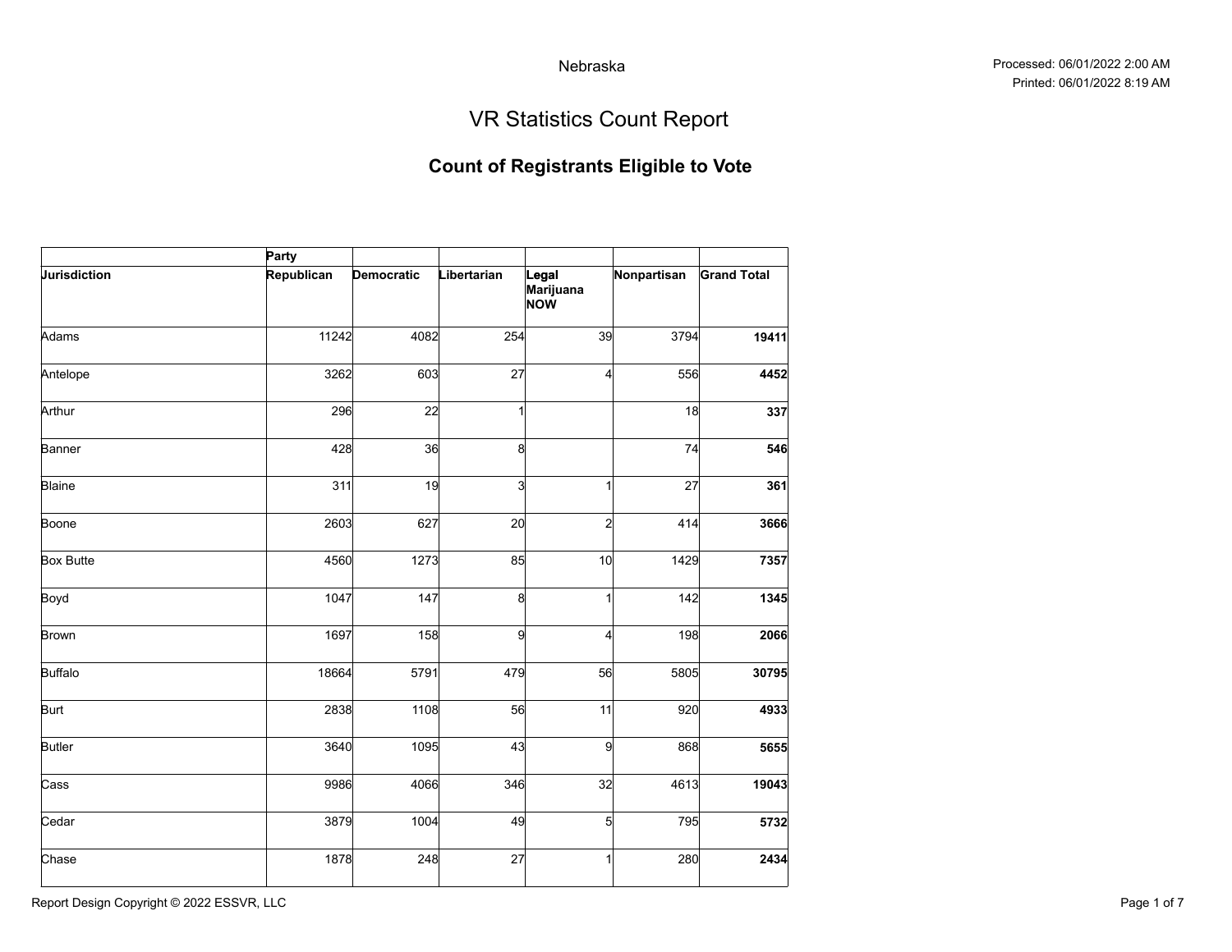Nebraska

Processed: 06/01/2022 2:00 AM
Printed: 06/01/2022 8:19 AM

# VR Statistics Count Report

## Count of Registrants Eligible to Vote

| | Party | | | | | |
|---|---|---|---|---|---|---|
| **Jurisdiction** | **Republican** | **Democratic** | **Libertarian** | **Legal Marijuana NOW** | **Nonpartisan** | **Grand Total** |
| Adams | 11242 | 4082 | 254 | 39 | 3794 | **19411** |
| Antelope | 3262 | 603 | 27 | 4 | 556 | **4452** |
| Arthur | 296 | 22 | 1 | | 18 | **337** |
| Banner | 428 | 36 | 8 | | 74 | **546** |
| Blaine | 311 | 19 | 3 | 1 | 27 | **361** |
| Boone | 2603 | 627 | 20 | 2 | 414 | **3666** |
| Box Butte | 4560 | 1273 | 85 | 10 | 1429 | **7357** |
| Boyd | 1047 | 147 | 8 | 1 | 142 | **1345** |
| Brown | 1697 | 158 | 9 | 4 | 198 | **2066** |
| Buffalo | 18664 | 5791 | 479 | 56 | 5805 | **30795** |
| Burt | 2838 | 1108 | 56 | 11 | 920 | **4933** |
| Butler | 3640 | 1095 | 43 | 9 | 868 | **5655** |
| Cass | 9986 | 4066 | 346 | 32 | 4613 | **19043** |
| Cedar | 3879 | 1004 | 49 | 5 | 795 | **5732** |
| Chase | 1878 | 248 | 27 | 1 | 280 | **2434** |

Report Design Copyright © 2022 ESSVR, LLC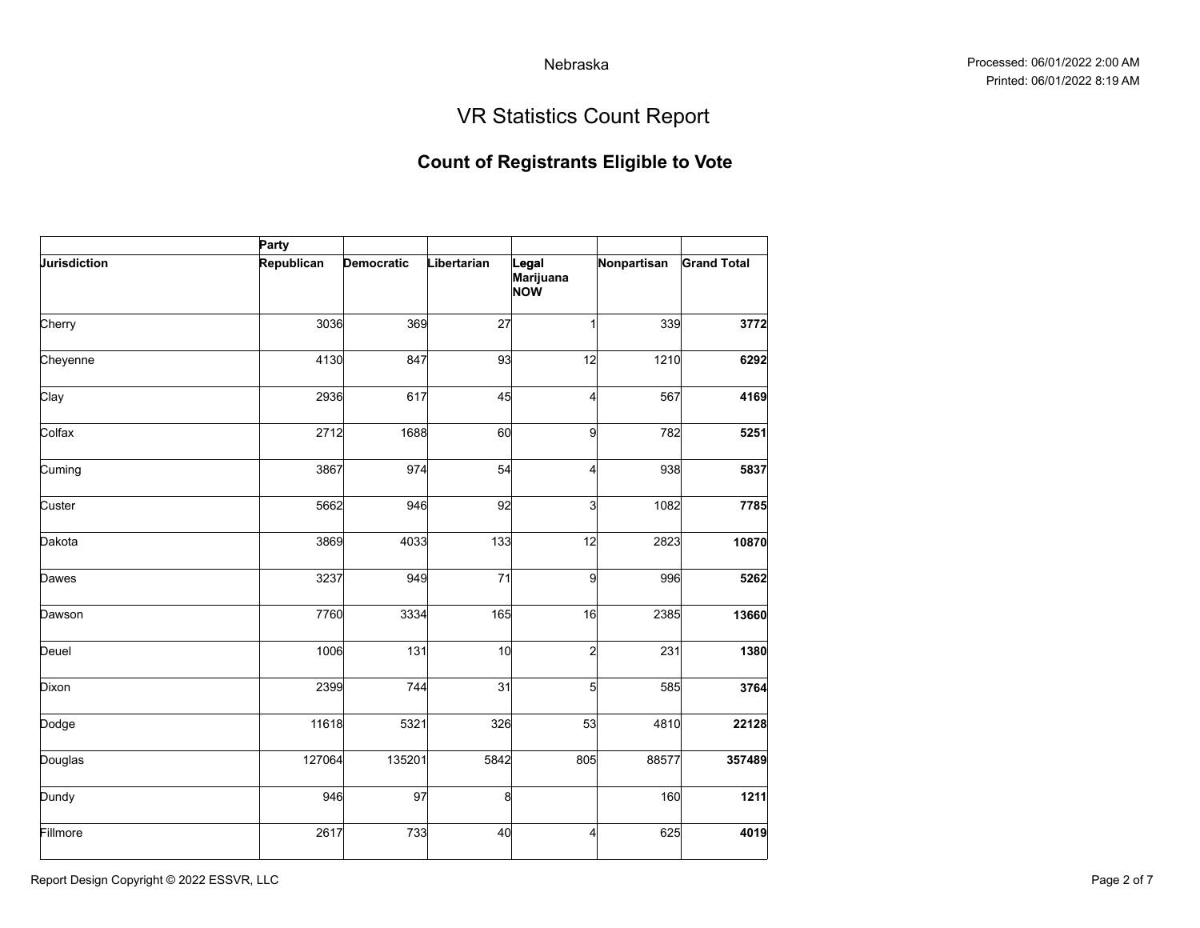Nebraska

Processed: 06/01/2022 2:00 AM
Printed: 06/01/2022 8:19 AM

# VR Statistics Count Report

## Count of Registrants Eligible to Vote

| | Party | | | | | |
|---|---|---|---|---|---|---|
| **Jurisdiction** | **Republican** | **Democratic** | **Libertarian** | **Legal Marijuana NOW** | **Nonpartisan** | **Grand Total** |
| Cherry | 3036 | 369 | 27 | 1 | 339 | **3772** |
| Cheyenne | 4130 | 847 | 93 | 12 | 1210 | **6292** |
| Clay | 2936 | 617 | 45 | 4 | 567 | **4169** |
| Colfax | 2712 | 1688 | 60 | 9 | 782 | **5251** |
| Cuming | 3867 | 974 | 54 | 4 | 938 | **5837** |
| Custer | 5662 | 946 | 92 | 3 | 1082 | **7785** |
| Dakota | 3869 | 4033 | 133 | 12 | 2823 | **10870** |
| Dawes | 3237 | 949 | 71 | 9 | 996 | **5262** |
| Dawson | 7760 | 3334 | 165 | 16 | 2385 | **13660** |
| Deuel | 1006 | 131 | 10 | 2 | 231 | **1380** |
| Dixon | 2399 | 744 | 31 | 5 | 585 | **3764** |
| Dodge | 11618 | 5321 | 326 | 53 | 4810 | **22128** |
| Douglas | 127064 | 135201 | 5842 | 805 | 88577 | **357489** |
| Dundy | 946 | 97 | 8 | | 160 | **1211** |
| Fillmore | 2617 | 733 | 40 | 4 | 625 | **4019** |

Report Design Copyright © 2022 ESSVR, LLC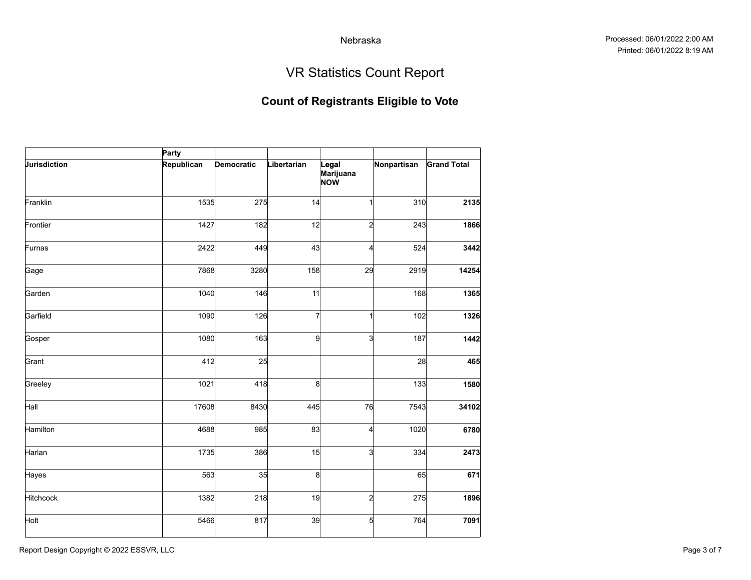Nebraska

Processed: 06/01/2022 2:00 AM
Printed: 06/01/2022 8:19 AM

# VR Statistics Count Report

## Count of Registrants Eligible to Vote

| | Party | | | | | |
|---|---|---|---|---|---|---|
| **Jurisdiction** | **Republican** | **Democratic** | **Libertarian** | **Legal Marijuana NOW** | **Nonpartisan** | **Grand Total** |
| Franklin | 1535 | 275 | 14 | 1 | 310 | **2135** |
| Frontier | 1427 | 182 | 12 | 2 | 243 | **1866** |
| Furnas | 2422 | 449 | 43 | 4 | 524 | **3442** |
| Gage | 7868 | 3280 | 158 | 29 | 2919 | **14254** |
| Garden | 1040 | 146 | 11 | | 168 | **1365** |
| Garfield | 1090 | 126 | 7 | 1 | 102 | **1326** |
| Gosper | 1080 | 163 | 9 | 3 | 187 | **1442** |
| Grant | 412 | 25 | | | 28 | **465** |
| Greeley | 1021 | 418 | 8 | | 133 | **1580** |
| Hall | 17608 | 8430 | 445 | 76 | 7543 | **34102** |
| Hamilton | 4688 | 985 | 83 | 4 | 1020 | **6780** |
| Harlan | 1735 | 386 | 15 | 3 | 334 | **2473** |
| Hayes | 563 | 35 | 8 | | 65 | **671** |
| Hitchcock | 1382 | 218 | 19 | 2 | 275 | **1896** |
| Holt | 5466 | 817 | 39 | 5 | 764 | **7091** |

Report Design Copyright © 2022 ESSVR, LLC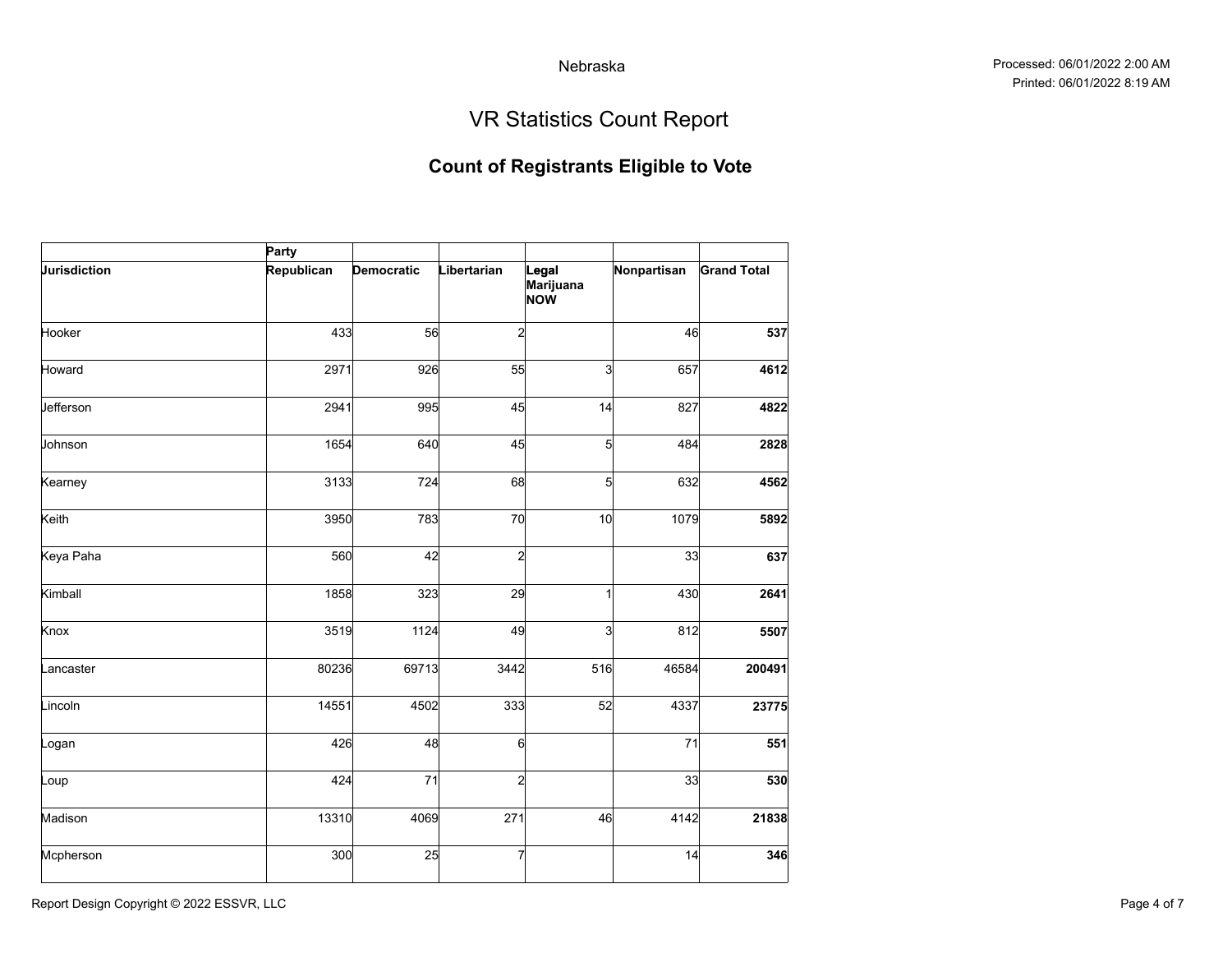Nebraska

Processed: 06/01/2022 2:00 AM
Printed: 06/01/2022 8:19 AM

# VR Statistics Count Report

## Count of Registrants Eligible to Vote

| | Party | | | | | |
|---|---|---|---|---|---|---|
| **Jurisdiction** | **Republican** | **Democratic** | **Libertarian** | **Legal Marijuana NOW** | **Nonpartisan** | **Grand Total** |
| Hooker | 433 | 56 | 2 | | 46 | **537** |
| Howard | 2971 | 926 | 55 | 3 | 657 | **4612** |
| Jefferson | 2941 | 995 | 45 | 14 | 827 | **4822** |
| Johnson | 1654 | 640 | 45 | 5 | 484 | **2828** |
| Kearney | 3133 | 724 | 68 | 5 | 632 | **4562** |
| Keith | 3950 | 783 | 70 | 10 | 1079 | **5892** |
| Keya Paha | 560 | 42 | 2 | | 33 | **637** |
| Kimball | 1858 | 323 | 29 | 1 | 430 | **2641** |
| Knox | 3519 | 1124 | 49 | 3 | 812 | **5507** |
| Lancaster | 80236 | 69713 | 3442 | 516 | 46584 | **200491** |
| Lincoln | 14551 | 4502 | 333 | 52 | 4337 | **23775** |
| Logan | 426 | 48 | 6 | | 71 | **551** |
| Loup | 424 | 71 | 2 | | 33 | **530** |
| Madison | 13310 | 4069 | 271 | 46 | 4142 | **21838** |
| Mcpherson | 300 | 25 | 7 | | 14 | **346** |

Report Design Copyright © 2022 ESSVR, LLC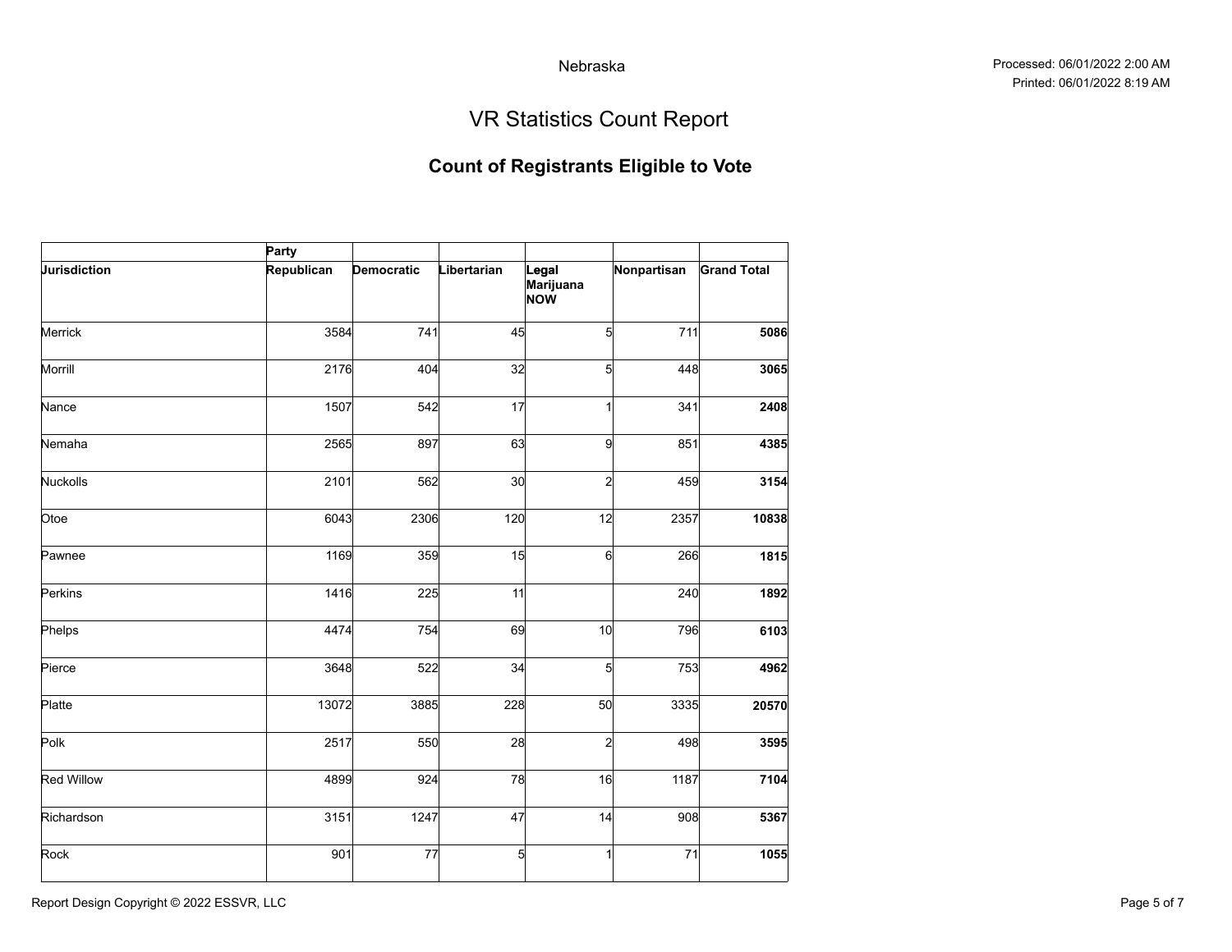Nebraska

Processed: 06/01/2022 2:00 AM
Printed: 06/01/2022 8:19 AM

# VR Statistics Count Report

## Count of Registrants Eligible to Vote

| | Party | | | | | |
|---|---|---|---|---|---|---|
| **Jurisdiction** | **Republican** | **Democratic** | **Libertarian** | **Legal Marijuana NOW** | **Nonpartisan** | **Grand Total** |
| Merrick | 3584 | 741 | 45 | 5 | 711 | **5086** |
| Morrill | 2176 | 404 | 32 | 5 | 448 | **3065** |
| Nance | 1507 | 542 | 17 | 1 | 341 | **2408** |
| Nemaha | 2565 | 897 | 63 | 9 | 851 | **4385** |
| Nuckolls | 2101 | 562 | 30 | 2 | 459 | **3154** |
| Otoe | 6043 | 2306 | 120 | 12 | 2357 | **10838** |
| Pawnee | 1169 | 359 | 15 | 6 | 266 | **1815** |
| Perkins | 1416 | 225 | 11 | | 240 | **1892** |
| Phelps | 4474 | 754 | 69 | 10 | 796 | **6103** |
| Pierce | 3648 | 522 | 34 | 5 | 753 | **4962** |
| Platte | 13072 | 3885 | 228 | 50 | 3335 | **20570** |
| Polk | 2517 | 550 | 28 | 2 | 498 | **3595** |
| Red Willow | 4899 | 924 | 78 | 16 | 1187 | **7104** |
| Richardson | 3151 | 1247 | 47 | 14 | 908 | **5367** |
| Rock | 901 | 77 | 5 | 1 | 71 | **1055** |

Report Design Copyright © 2022 ESSVR, LLC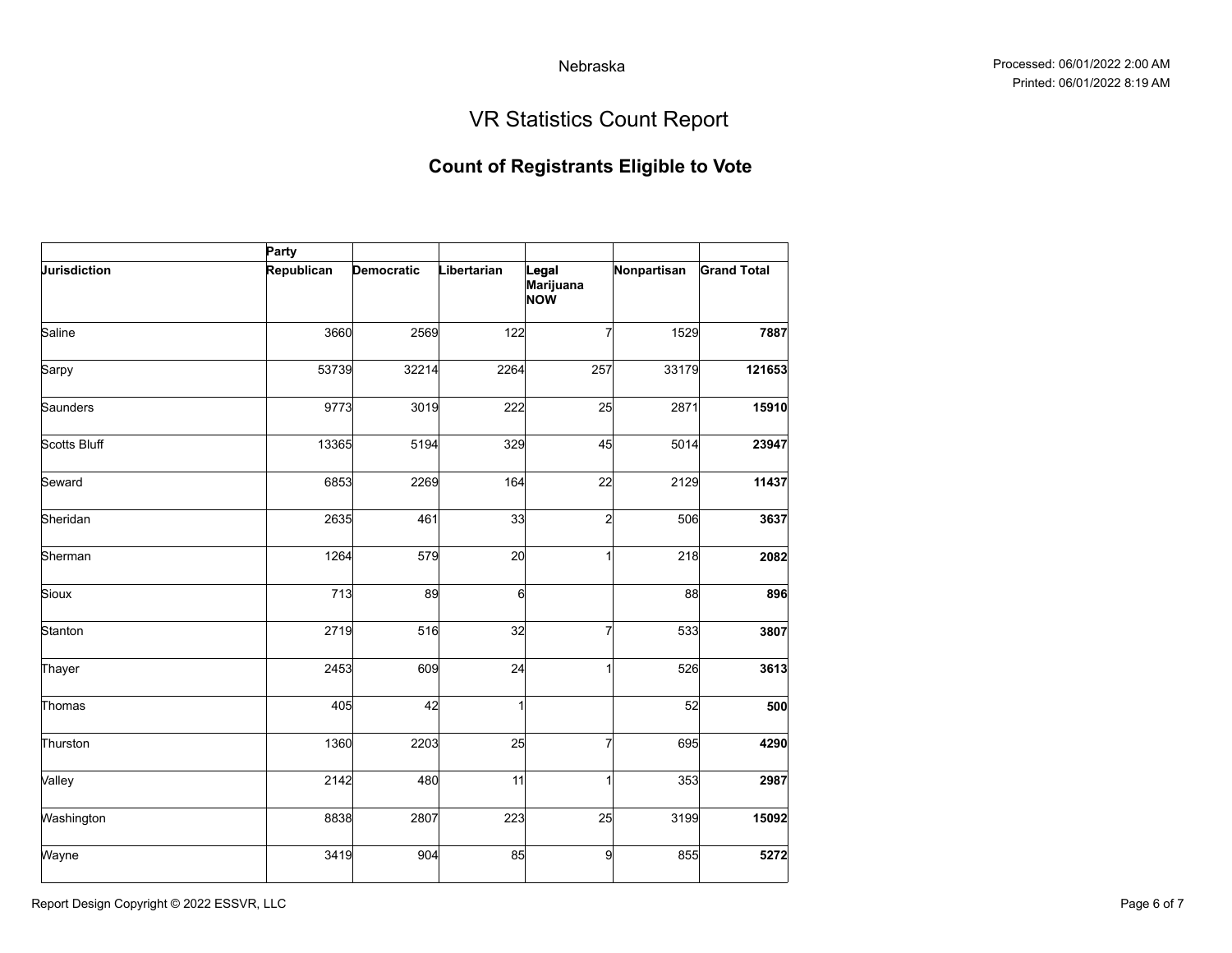Nebraska

# VR Statistics Count Report

## Count of Registrants Eligible to Vote

| | Party | | | | | |
|---|---|---|---|---|---|---|
| **Jurisdiction** | **Republican** | **Democratic** | **Libertarian** | **Legal Marijuana NOW** | **Nonpartisan** | **Grand Total** |
| Saline | 3660 | 2569 | 122 | 7 | 1529 | **7887** |
| Sarpy | 53739 | 32214 | 2264 | 257 | 33179 | **121653** |
| Saunders | 9773 | 3019 | 222 | 25 | 2871 | **15910** |
| Scotts Bluff | 13365 | 5194 | 329 | 45 | 5014 | **23947** |
| Seward | 6853 | 2269 | 164 | 22 | 2129 | **11437** |
| Sheridan | 2635 | 461 | 33 | 2 | 506 | **3637** |
| Sherman | 1264 | 579 | 20 | 1 | 218 | **2082** |
| Sioux | 713 | 89 | 6 | | 88 | **896** |
| Stanton | 2719 | 516 | 32 | 7 | 533 | **3807** |
| Thayer | 2453 | 609 | 24 | 1 | 526 | **3613** |
| Thomas | 405 | 42 | 1 | | 52 | **500** |
| Thurston | 1360 | 2203 | 25 | 7 | 695 | **4290** |
| Valley | 2142 | 480 | 11 | 1 | 353 | **2987** |
| Washington | 8838 | 2807 | 223 | 25 | 3199 | **15092** |
| Wayne | 3419 | 904 | 85 | 9 | 855 | **5272** |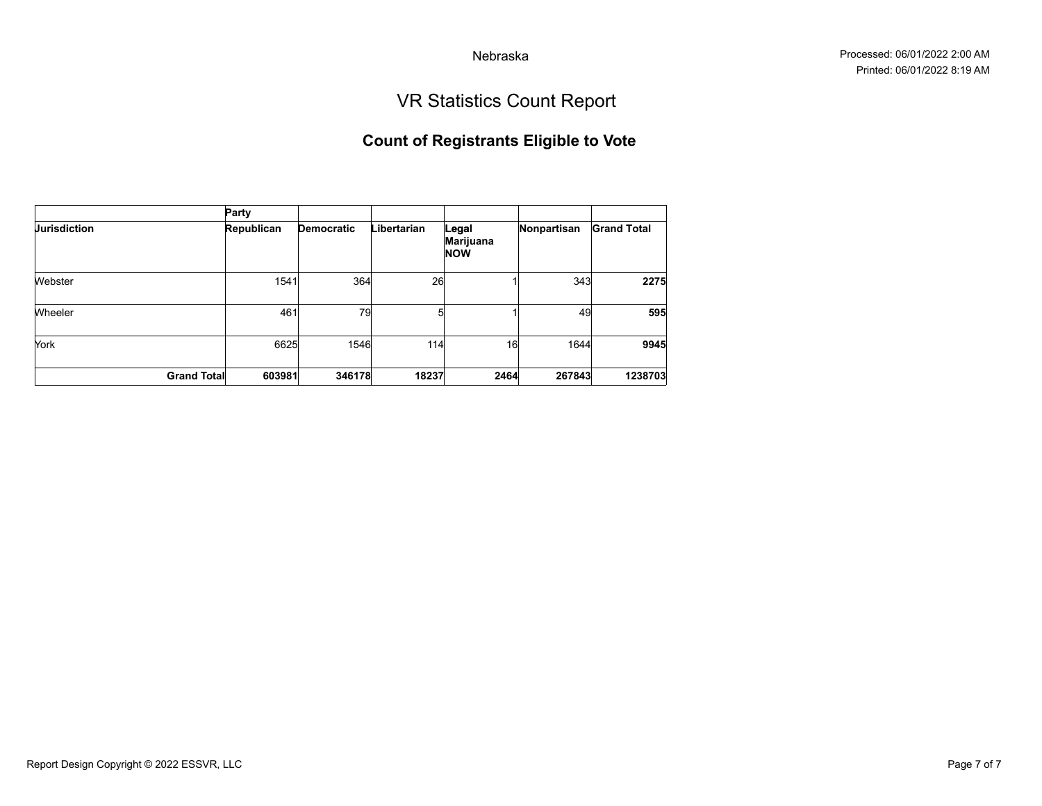Nebraska

Processed: 06/01/2022 2:00 AM
Printed: 06/01/2022 8:19 AM

# VR Statistics Count Report

## Count of Registrants Eligible to Vote

| | Party | | | | | |
|---|---|---|---|---|---|---|
| **Jurisdiction** | **Republican** | **Democratic** | **Libertarian** | **Legal Marijuana NOW** | **Nonpartisan** | **Grand Total** |
| Webster | 1541 | 364 | 26 | 1 | 343 | **2275** |
| Wheeler | 461 | 79 | 5 | 1 | 49 | **595** |
| York | 6625 | 1546 | 114 | 16 | 1644 | **9945** |
| **Grand Total** | **603981** | **346178** | **18237** | **2464** | **267843** | **1238703** |

Report Design Copyright © 2022 ESSVR, LLC